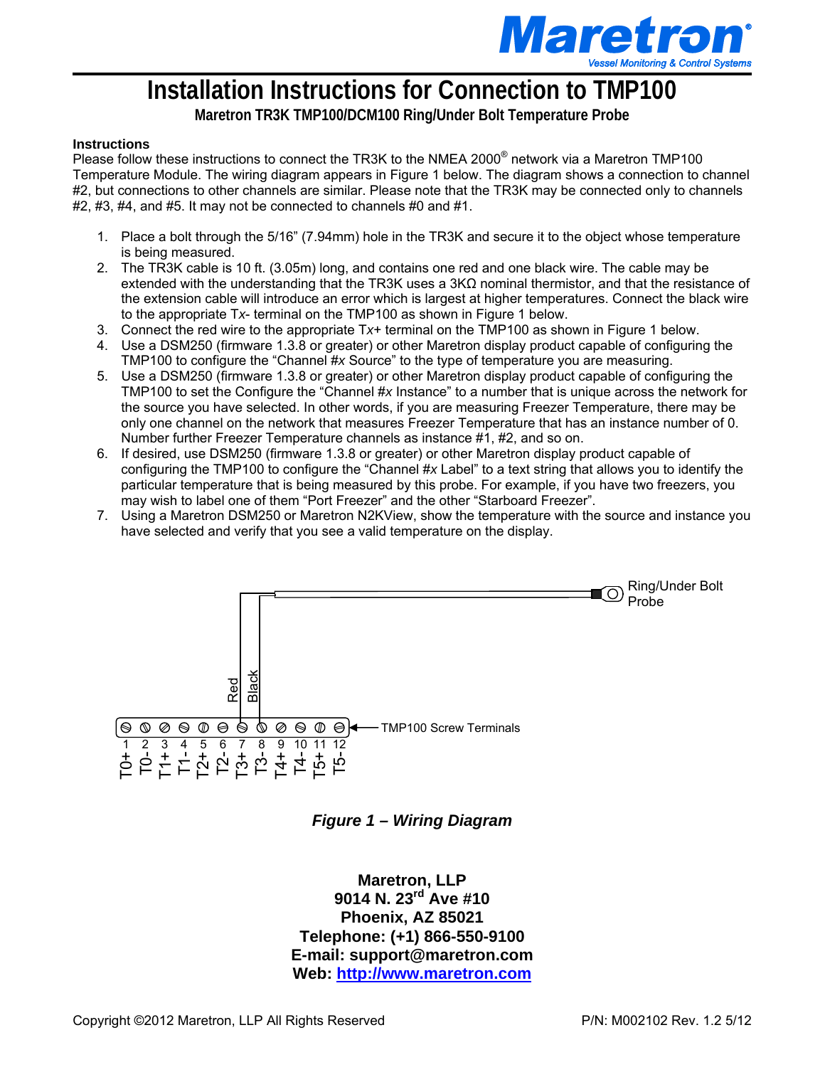# Installation Instructions for Connection to TMP100

**Maretron TR3K TMP100/DCM100 Ring/Under Bolt Temperature Probe**

**Instructions**

Please follow these instructions to connect the TR3K to the NMEA 2000® network via a Maretron TMP100 Temperature Module. The wiring diagram appears in Figure 1 below. The diagram shows a connection to channel #2, but connections to other channels are similar. Please note that the TR3K may be connected only to channels #2, #3, #4, and #5. It may not be connected to channels #0 and #1.

1. Place a bolt through the 5/16" (7.94mm) hole in the TR3K and secure it to the object whose temperature is being measured.
2. The TR3K cable is 10 ft. (3.05m) long, and contains one red and one black wire. The cable may be extended with the understanding that the TR3K uses a 3KΩ nominal thermistor, and that the resistance of the extension cable will introduce an error which is largest at higher temperatures. Connect the black wire to the appropriate T*x*- terminal on the TMP100 as shown in Figure 1 below.
3. Connect the red wire to the appropriate T*x*+ terminal on the TMP100 as shown in Figure 1 below.
4. Use a DSM250 (firmware 1.3.8 or greater) or other Maretron display product capable of configuring the TMP100 to configure the "Channel #*x* Source" to the type of temperature you are measuring.
5. Use a DSM250 (firmware 1.3.8 or greater) or other Maretron display product capable of configuring the TMP100 to set the Configure the "Channel #*x* Instance" to a number that is unique across the network for the source you have selected. In other words, if you are measuring Freezer Temperature, there may be only one channel on the network that measures Freezer Temperature that has an instance number of 0. Number further Freezer Temperature channels as instance #1, #2, and so on.
6. If desired, use DSM250 (firmware 1.3.8 or greater) or other Maretron display product capable of configuring the TMP100 to configure the "Channel #*x* Label" to a text string that allows you to identify the particular temperature that is being measured by this probe. For example, if you have two freezers, you may wish to label one of them "Port Freezer" and the other "Starboard Freezer".
7. Using a Maretron DSM250 or Maretron N2KView, show the temperature with the source and instance you have selected and verify that you see a valid temperature on the display.

Ring/Under Bolt Probe

Red  Black

TMP100 Screw Terminals

| 1 | 2 | 3 | 4 | 5 | 6 | 7 | 8 | 9 | 10 | 11 | 12 |
|---|---|---|---|---|---|---|---|---|---|---|---|
| T0+ | T0- | T1+ | T1- | T2+ | T2- | T3+ | T3- | T4+ | T4- | T5+ | T5- |

***Figure 1 – Wiring Diagram***

**Maretron, LLP**
**9014 N. 23rd Ave #10**
**Phoenix, AZ 85021**
**Telephone: (+1) 866-550-9100**
**E-mail: support@maretron.com**
**Web: http://www.maretron.com**

Copyright ©2012 Maretron, LLP All Rights Reserved

P/N: M002102 Rev. 1.2 5/12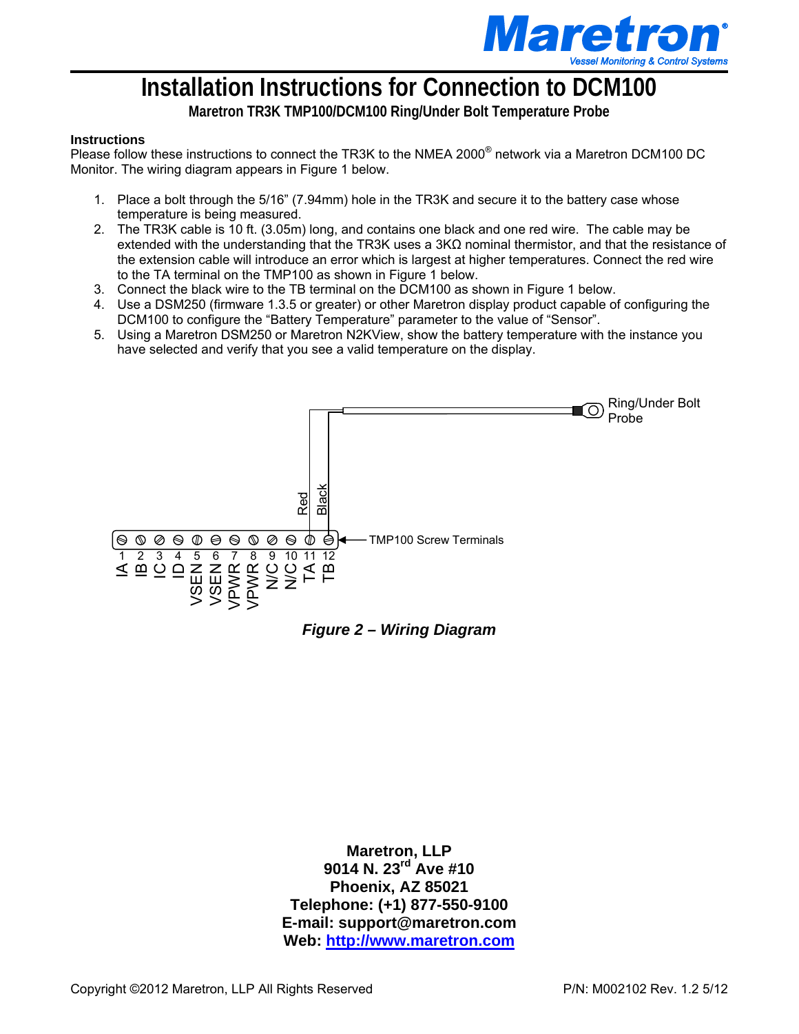# Installation Instructions for Connection to DCM100

### Maretron TR3K TMP100/DCM100 Ring/Under Bolt Temperature Probe

**Instructions**

Please follow these instructions to connect the TR3K to the NMEA 2000® network via a Maretron DCM100 DC Monitor. The wiring diagram appears in Figure 1 below.

1. Place a bolt through the 5/16" (7.94mm) hole in the TR3K and secure it to the battery case whose temperature is being measured.
2. The TR3K cable is 10 ft. (3.05m) long, and contains one black and one red wire. The cable may be extended with the understanding that the TR3K uses a 3KΩ nominal thermistor, and that the resistance of the extension cable will introduce an error which is largest at higher temperatures. Connect the red wire to the TA terminal on the TMP100 as shown in Figure 1 below.
3. Connect the black wire to the TB terminal on the DCM100 as shown in Figure 1 below.
4. Use a DSM250 (firmware 1.3.5 or greater) or other Maretron display product capable of configuring the DCM100 to configure the "Battery Temperature" parameter to the value of "Sensor".
5. Using a Maretron DSM250 or Maretron N2KView, show the battery temperature with the instance you have selected and verify that you see a valid temperature on the display.

Ring/Under Bolt Probe

Red

Black

TMP100 Screw Terminals

1 IA
2 IB
3 IC
4 ID
5 VSEN
6 VSEN
7 VPWR
8 VPWR
9 N/C
10 N/C
11 TA
12 TB

*Figure 2 – Wiring Diagram*

**Maretron, LLP**
**9014 N. 23rd Ave #10**
**Phoenix, AZ 85021**
**Telephone: (+1) 877-550-9100**
**E-mail: support@maretron.com**
**Web: http://www.maretron.com**

Copyright ©2012 Maretron, LLP All Rights Reserved

P/N: M002102 Rev. 1.2 5/12